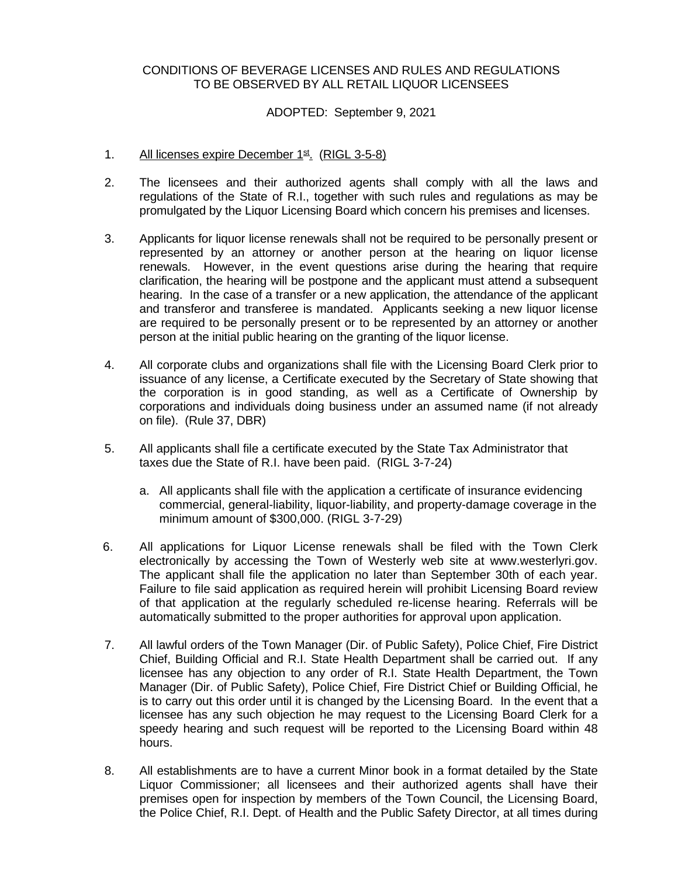CONDITIONS OF BEVERAGE LICENSES AND RULES AND REGULATIONS TO BE OBSERVED BY ALL RETAIL LIQUOR LICENSEES

ADOPTED: September 9, 2021

1. All licenses expire December 1st. (RIGL 3-5-8)

2. The licensees and their authorized agents shall comply with all the laws and regulations of the State of R.I., together with such rules and regulations as may be promulgated by the Liquor Licensing Board which concern his premises and licenses.

3. Applicants for liquor license renewals shall not be required to be personally present or represented by an attorney or another person at the hearing on liquor license renewals. However, in the event questions arise during the hearing that require clarification, the hearing will be postpone and the applicant must attend a subsequent hearing. In the case of a transfer or a new application, the attendance of the applicant and transferor and transferee is mandated. Applicants seeking a new liquor license are required to be personally present or to be represented by an attorney or another person at the initial public hearing on the granting of the liquor license.

4. All corporate clubs and organizations shall file with the Licensing Board Clerk prior to issuance of any license, a Certificate executed by the Secretary of State showing that the corporation is in good standing, as well as a Certificate of Ownership by corporations and individuals doing business under an assumed name (if not already on file). (Rule 37, DBR)

5. All applicants shall file a certificate executed by the State Tax Administrator that taxes due the State of R.I. have been paid. (RIGL 3-7-24)

   a. All applicants shall file with the application a certificate of insurance evidencing commercial, general-liability, liquor-liability, and property-damage coverage in the minimum amount of $300,000. (RIGL 3-7-29)

6. All applications for Liquor License renewals shall be filed with the Town Clerk electronically by accessing the Town of Westerly web site at www.westerlyri.gov. The applicant shall file the application no later than September 30th of each year. Failure to file said application as required herein will prohibit Licensing Board review of that application at the regularly scheduled re-license hearing. Referrals will be automatically submitted to the proper authorities for approval upon application.

7. All lawful orders of the Town Manager (Dir. of Public Safety), Police Chief, Fire District Chief, Building Official and R.I. State Health Department shall be carried out. If any licensee has any objection to any order of R.I. State Health Department, the Town Manager (Dir. of Public Safety), Police Chief, Fire District Chief or Building Official, he is to carry out this order until it is changed by the Licensing Board. In the event that a licensee has any such objection he may request to the Licensing Board Clerk for a speedy hearing and such request will be reported to the Licensing Board within 48 hours.

8. All establishments are to have a current Minor book in a format detailed by the State Liquor Commissioner; all licensees and their authorized agents shall have their premises open for inspection by members of the Town Council, the Licensing Board, the Police Chief, R.I. Dept. of Health and the Public Safety Director, at all times during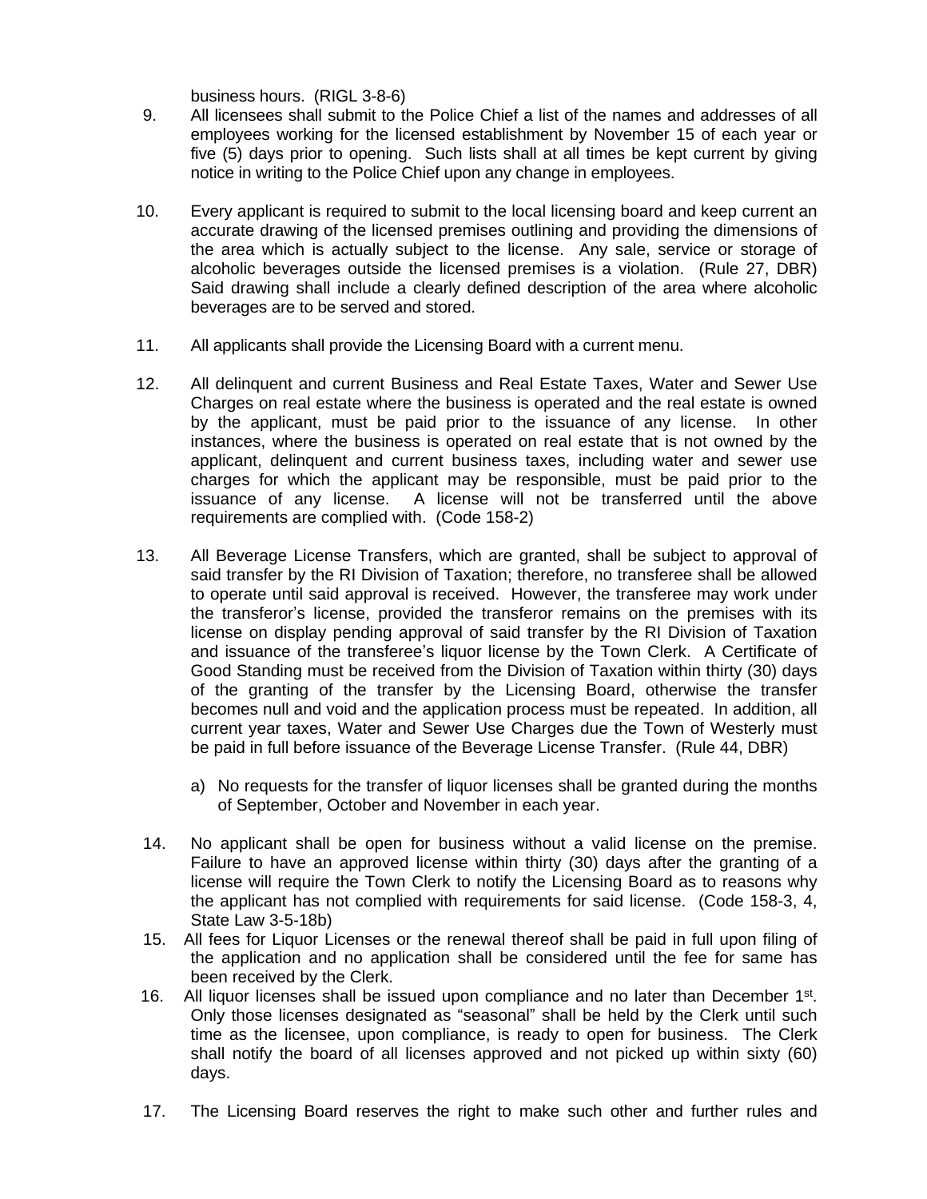business hours. (RIGL 3-8-6)

9. All licensees shall submit to the Police Chief a list of the names and addresses of all employees working for the licensed establishment by November 15 of each year or five (5) days prior to opening. Such lists shall at all times be kept current by giving notice in writing to the Police Chief upon any change in employees.

10. Every applicant is required to submit to the local licensing board and keep current an accurate drawing of the licensed premises outlining and providing the dimensions of the area which is actually subject to the license. Any sale, service or storage of alcoholic beverages outside the licensed premises is a violation. (Rule 27, DBR) Said drawing shall include a clearly defined description of the area where alcoholic beverages are to be served and stored.

11. All applicants shall provide the Licensing Board with a current menu.

12. All delinquent and current Business and Real Estate Taxes, Water and Sewer Use Charges on real estate where the business is operated and the real estate is owned by the applicant, must be paid prior to the issuance of any license. In other instances, where the business is operated on real estate that is not owned by the applicant, delinquent and current business taxes, including water and sewer use charges for which the applicant may be responsible, must be paid prior to the issuance of any license. A license will not be transferred until the above requirements are complied with. (Code 158-2)

13. All Beverage License Transfers, which are granted, shall be subject to approval of said transfer by the RI Division of Taxation; therefore, no transferee shall be allowed to operate until said approval is received. However, the transferee may work under the transferor's license, provided the transferor remains on the premises with its license on display pending approval of said transfer by the RI Division of Taxation and issuance of the transferee's liquor license by the Town Clerk. A Certificate of Good Standing must be received from the Division of Taxation within thirty (30) days of the granting of the transfer by the Licensing Board, otherwise the transfer becomes null and void and the application process must be repeated. In addition, all current year taxes, Water and Sewer Use Charges due the Town of Westerly must be paid in full before issuance of the Beverage License Transfer. (Rule 44, DBR)

    a) No requests for the transfer of liquor licenses shall be granted during the months of September, October and November in each year.

14. No applicant shall be open for business without a valid license on the premise. Failure to have an approved license within thirty (30) days after the granting of a license will require the Town Clerk to notify the Licensing Board as to reasons why the applicant has not complied with requirements for said license. (Code 158-3, 4, State Law 3-5-18b)

15. All fees for Liquor Licenses or the renewal thereof shall be paid in full upon filing of the application and no application shall be considered until the fee for same has been received by the Clerk.

16. All liquor licenses shall be issued upon compliance and no later than December 1st. Only those licenses designated as "seasonal" shall be held by the Clerk until such time as the licensee, upon compliance, is ready to open for business. The Clerk shall notify the board of all licenses approved and not picked up within sixty (60) days.

17. The Licensing Board reserves the right to make such other and further rules and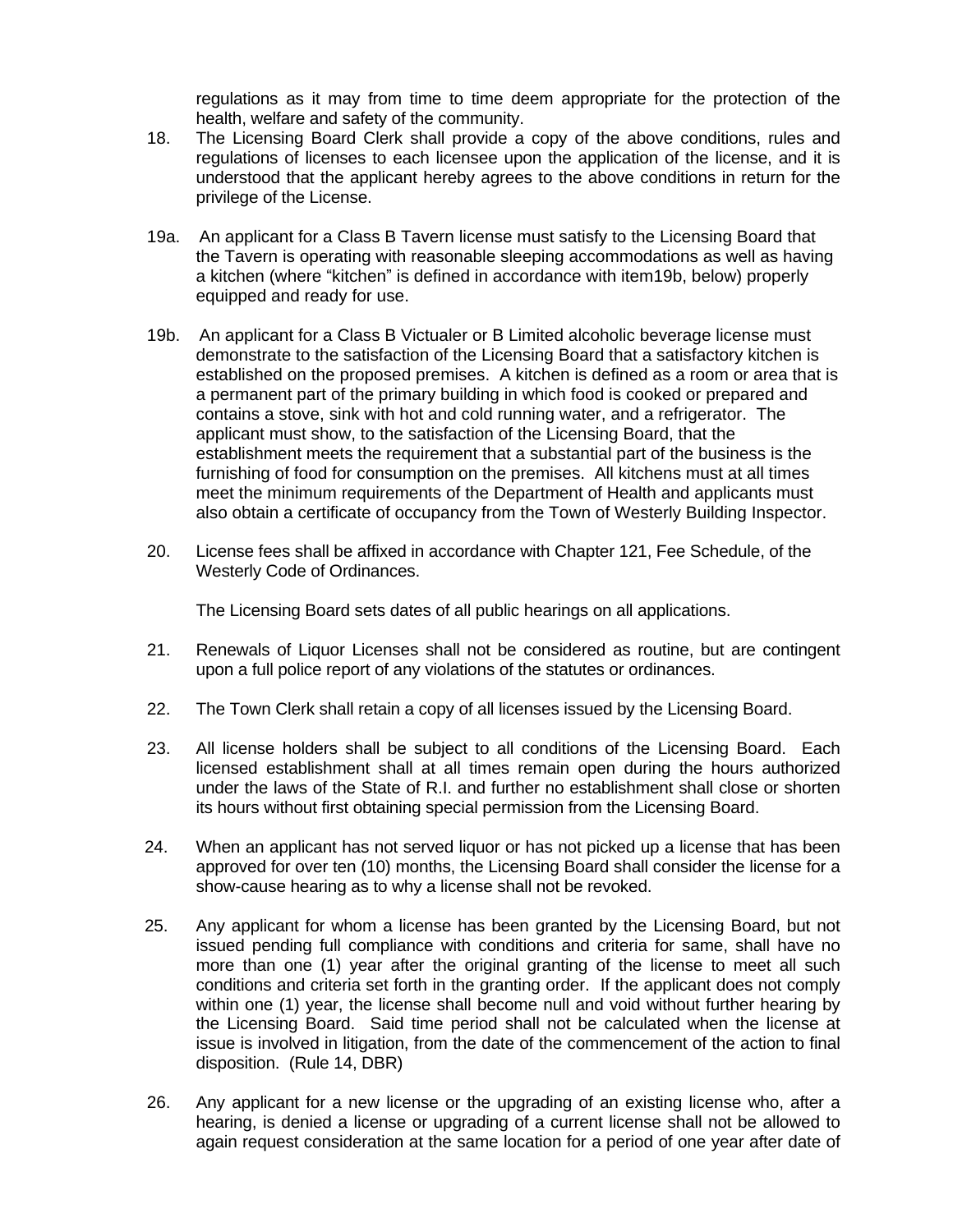regulations as it may from time to time deem appropriate for the protection of the health, welfare and safety of the community.

18. The Licensing Board Clerk shall provide a copy of the above conditions, rules and regulations of licenses to each licensee upon the application of the license, and it is understood that the applicant hereby agrees to the above conditions in return for the privilege of the License.

19a. An applicant for a Class B Tavern license must satisfy to the Licensing Board that the Tavern is operating with reasonable sleeping accommodations as well as having a kitchen (where "kitchen" is defined in accordance with item19b, below) properly equipped and ready for use.

19b. An applicant for a Class B Victualer or B Limited alcoholic beverage license must demonstrate to the satisfaction of the Licensing Board that a satisfactory kitchen is established on the proposed premises. A kitchen is defined as a room or area that is a permanent part of the primary building in which food is cooked or prepared and contains a stove, sink with hot and cold running water, and a refrigerator. The applicant must show, to the satisfaction of the Licensing Board, that the establishment meets the requirement that a substantial part of the business is the furnishing of food for consumption on the premises. All kitchens must at all times meet the minimum requirements of the Department of Health and applicants must also obtain a certificate of occupancy from the Town of Westerly Building Inspector.

20. License fees shall be affixed in accordance with Chapter 121, Fee Schedule, of the Westerly Code of Ordinances.

    The Licensing Board sets dates of all public hearings on all applications.

21. Renewals of Liquor Licenses shall not be considered as routine, but are contingent upon a full police report of any violations of the statutes or ordinances.

22. The Town Clerk shall retain a copy of all licenses issued by the Licensing Board.

23. All license holders shall be subject to all conditions of the Licensing Board. Each licensed establishment shall at all times remain open during the hours authorized under the laws of the State of R.I. and further no establishment shall close or shorten its hours without first obtaining special permission from the Licensing Board.

24. When an applicant has not served liquor or has not picked up a license that has been approved for over ten (10) months, the Licensing Board shall consider the license for a show-cause hearing as to why a license shall not be revoked.

25. Any applicant for whom a license has been granted by the Licensing Board, but not issued pending full compliance with conditions and criteria for same, shall have no more than one (1) year after the original granting of the license to meet all such conditions and criteria set forth in the granting order. If the applicant does not comply within one (1) year, the license shall become null and void without further hearing by the Licensing Board. Said time period shall not be calculated when the license at issue is involved in litigation, from the date of the commencement of the action to final disposition. (Rule 14, DBR)

26. Any applicant for a new license or the upgrading of an existing license who, after a hearing, is denied a license or upgrading of a current license shall not be allowed to again request consideration at the same location for a period of one year after date of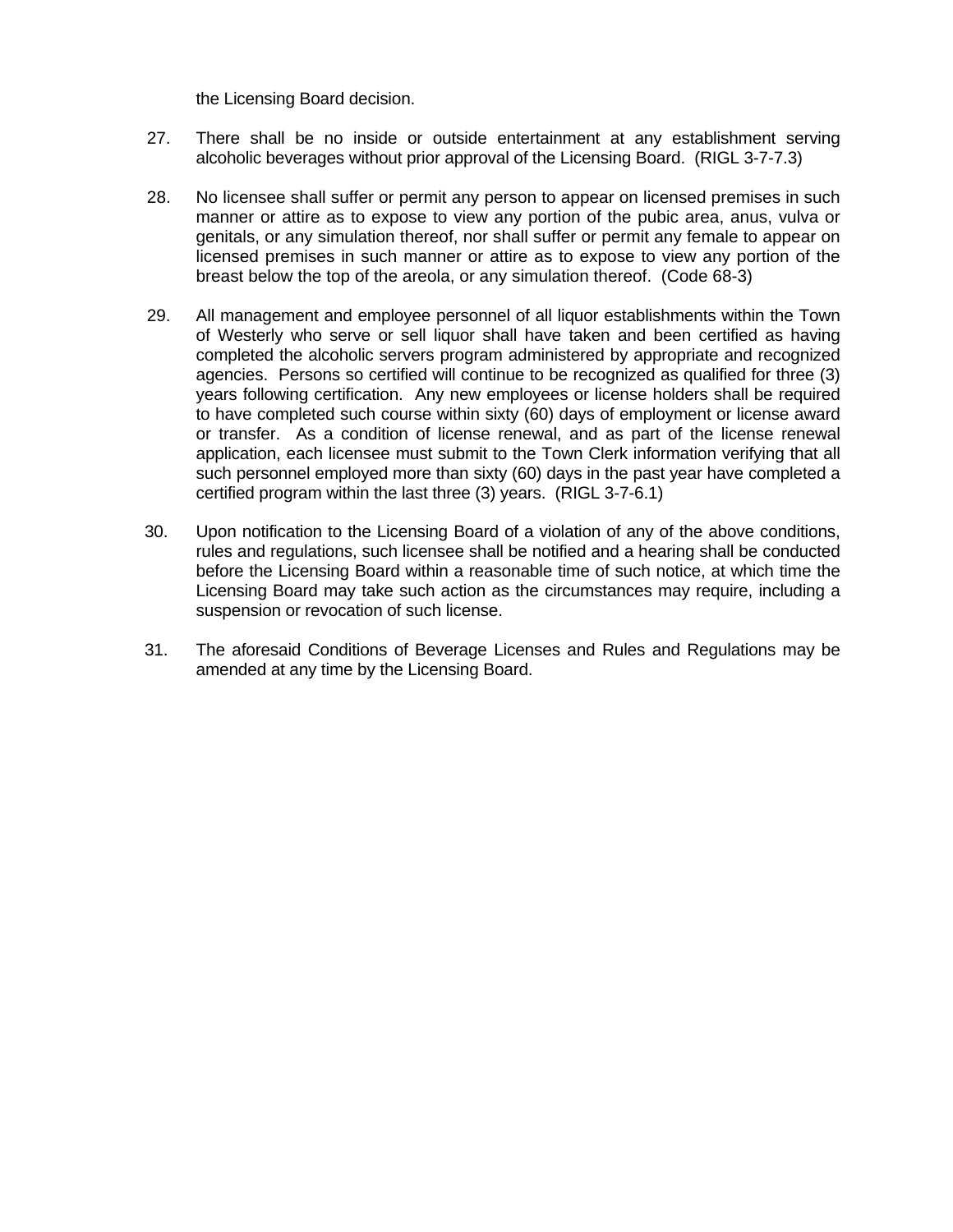the Licensing Board decision.

27. There shall be no inside or outside entertainment at any establishment serving alcoholic beverages without prior approval of the Licensing Board. (RIGL 3-7-7.3)

28. No licensee shall suffer or permit any person to appear on licensed premises in such manner or attire as to expose to view any portion of the pubic area, anus, vulva or genitals, or any simulation thereof, nor shall suffer or permit any female to appear on licensed premises in such manner or attire as to expose to view any portion of the breast below the top of the areola, or any simulation thereof. (Code 68-3)

29. All management and employee personnel of all liquor establishments within the Town of Westerly who serve or sell liquor shall have taken and been certified as having completed the alcoholic servers program administered by appropriate and recognized agencies. Persons so certified will continue to be recognized as qualified for three (3) years following certification. Any new employees or license holders shall be required to have completed such course within sixty (60) days of employment or license award or transfer. As a condition of license renewal, and as part of the license renewal application, each licensee must submit to the Town Clerk information verifying that all such personnel employed more than sixty (60) days in the past year have completed a certified program within the last three (3) years. (RIGL 3-7-6.1)

30. Upon notification to the Licensing Board of a violation of any of the above conditions, rules and regulations, such licensee shall be notified and a hearing shall be conducted before the Licensing Board within a reasonable time of such notice, at which time the Licensing Board may take such action as the circumstances may require, including a suspension or revocation of such license.

31. The aforesaid Conditions of Beverage Licenses and Rules and Regulations may be amended at any time by the Licensing Board.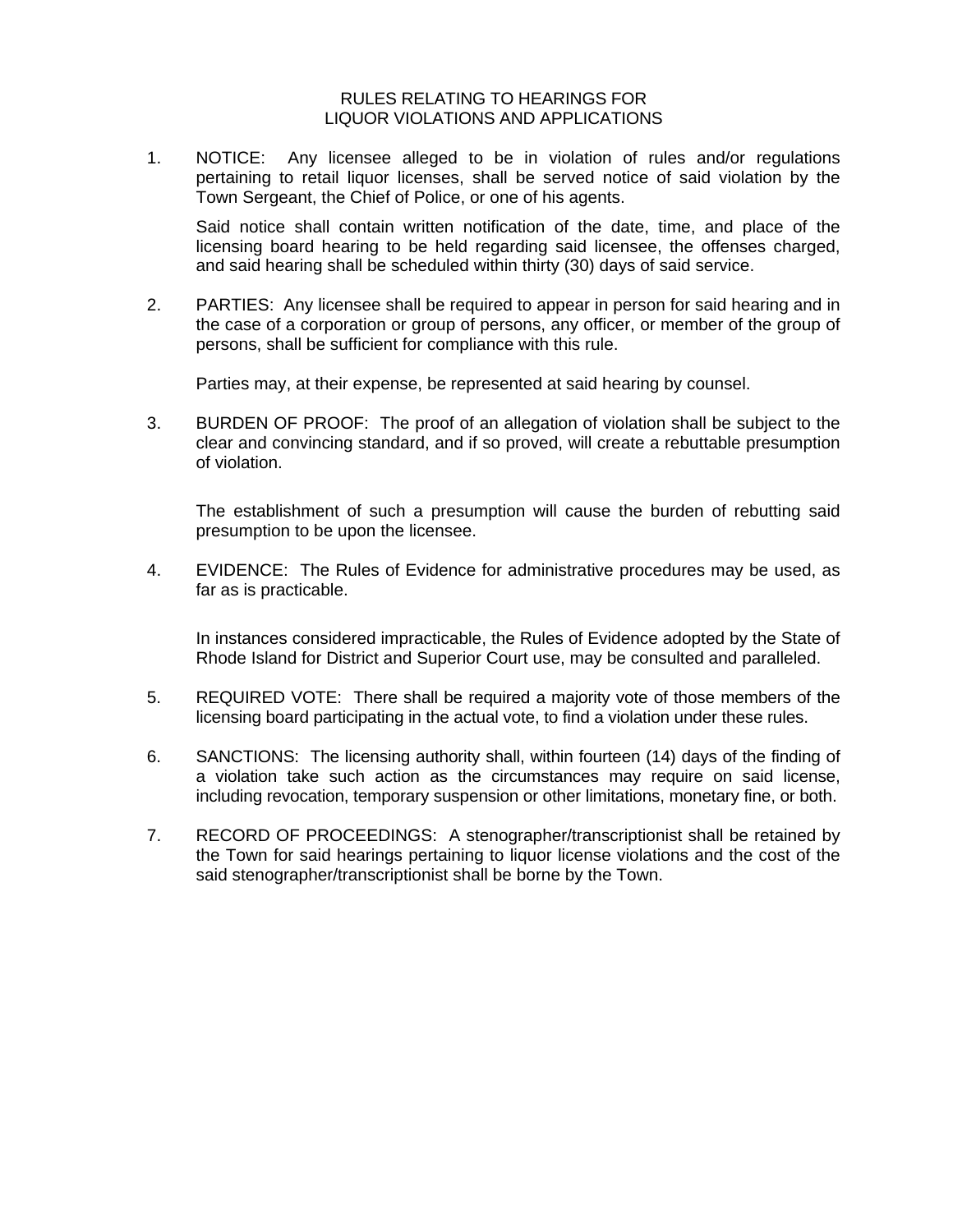# RULES RELATING TO HEARINGS FOR LIQUOR VIOLATIONS AND APPLICATIONS

1. NOTICE: Any licensee alleged to be in violation of rules and/or regulations pertaining to retail liquor licenses, shall be served notice of said violation by the Town Sergeant, the Chief of Police, or one of his agents.

   Said notice shall contain written notification of the date, time, and place of the licensing board hearing to be held regarding said licensee, the offenses charged, and said hearing shall be scheduled within thirty (30) days of said service.

2. PARTIES: Any licensee shall be required to appear in person for said hearing and in the case of a corporation or group of persons, any officer, or member of the group of persons, shall be sufficient for compliance with this rule.

   Parties may, at their expense, be represented at said hearing by counsel.

3. BURDEN OF PROOF: The proof of an allegation of violation shall be subject to the clear and convincing standard, and if so proved, will create a rebuttable presumption of violation.

   The establishment of such a presumption will cause the burden of rebutting said presumption to be upon the licensee.

4. EVIDENCE: The Rules of Evidence for administrative procedures may be used, as far as is practicable.

   In instances considered impracticable, the Rules of Evidence adopted by the State of Rhode Island for District and Superior Court use, may be consulted and paralleled.

5. REQUIRED VOTE: There shall be required a majority vote of those members of the licensing board participating in the actual vote, to find a violation under these rules.

6. SANCTIONS: The licensing authority shall, within fourteen (14) days of the finding of a violation take such action as the circumstances may require on said license, including revocation, temporary suspension or other limitations, monetary fine, or both.

7. RECORD OF PROCEEDINGS: A stenographer/transcriptionist shall be retained by the Town for said hearings pertaining to liquor license violations and the cost of the said stenographer/transcriptionist shall be borne by the Town.